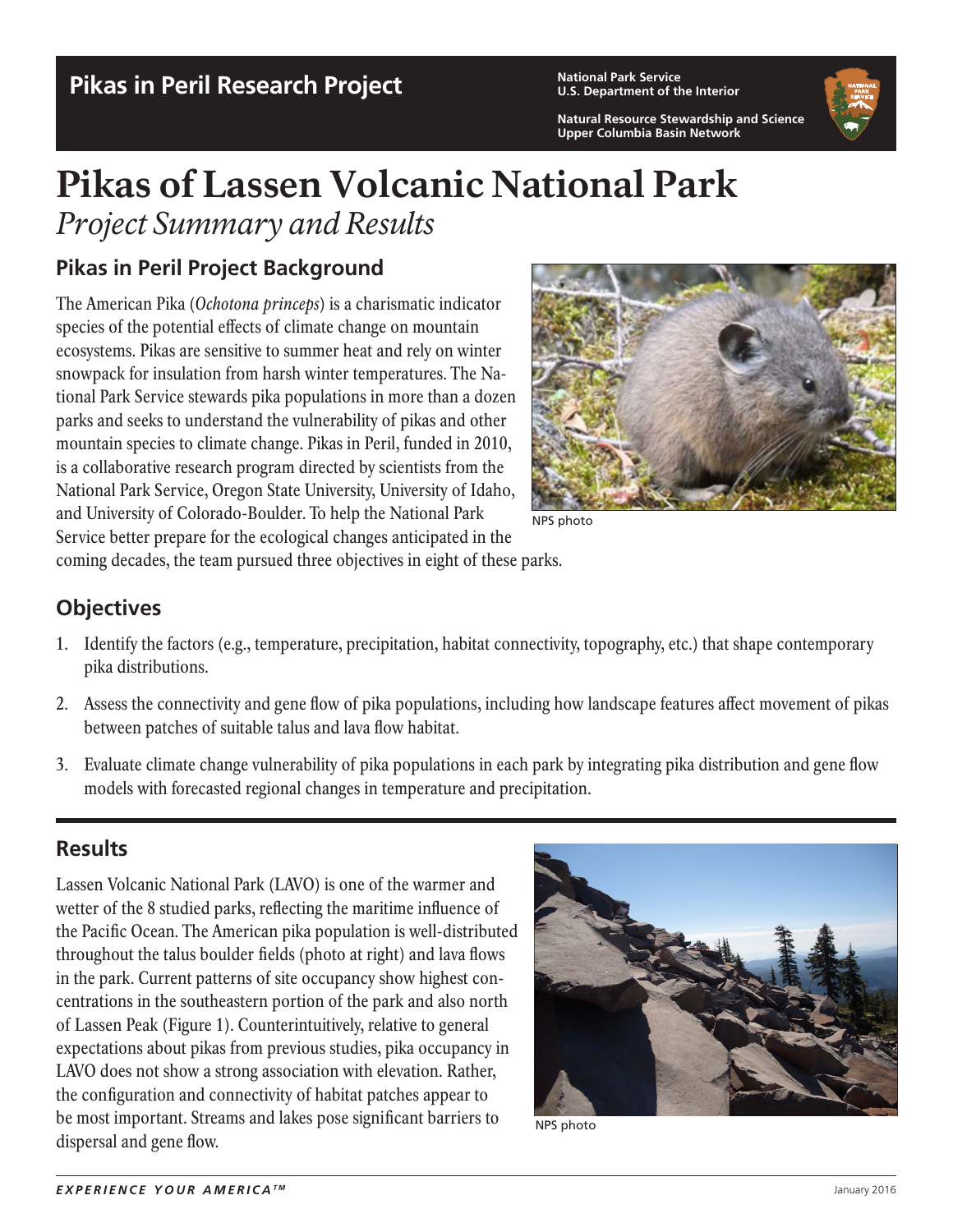**Pikas in Peril Research Project**

**National Park Service**
**U.S. Department of the Interior**

**Natural Resource Stewardship and Science**
**Upper Columbia Basin Network**

# Pikas of Lassen Volcanic National Park

*Project Summary and Results*

## Pikas in Peril Project Background

The American Pika (*Ochotona princeps*) is a charismatic indicator species of the potential effects of climate change on mountain ecosystems. Pikas are sensitive to summer heat and rely on winter snowpack for insulation from harsh winter temperatures. The National Park Service stewards pika populations in more than a dozen parks and seeks to understand the vulnerability of pikas and other mountain species to climate change. Pikas in Peril, funded in 2010, is a collaborative research program directed by scientists from the National Park Service, Oregon State University, University of Idaho, and University of Colorado-Boulder. To help the National Park Service better prepare for the ecological changes anticipated in the coming decades, the team pursued three objectives in eight of these parks.

NPS photo

## Objectives

1. Identify the factors (e.g., temperature, precipitation, habitat connectivity, topography, etc.) that shape contemporary pika distributions.
2. Assess the connectivity and gene flow of pika populations, including how landscape features affect movement of pikas between patches of suitable talus and lava flow habitat.
3. Evaluate climate change vulnerability of pika populations in each park by integrating pika distribution and gene flow models with forecasted regional changes in temperature and precipitation.

## Results

Lassen Volcanic National Park (LAVO) is one of the warmer and wetter of the 8 studied parks, reflecting the maritime influence of the Pacific Ocean. The American pika population is well-distributed throughout the talus boulder fields (photo at right) and lava flows in the park. Current patterns of site occupancy show highest concentrations in the southeastern portion of the park and also north of Lassen Peak (Figure 1). Counterintuitively, relative to general expectations about pikas from previous studies, pika occupancy in LAVO does not show a strong association with elevation. Rather, the configuration and connectivity of habitat patches appear to be most important. Streams and lakes pose significant barriers to dispersal and gene flow.

NPS photo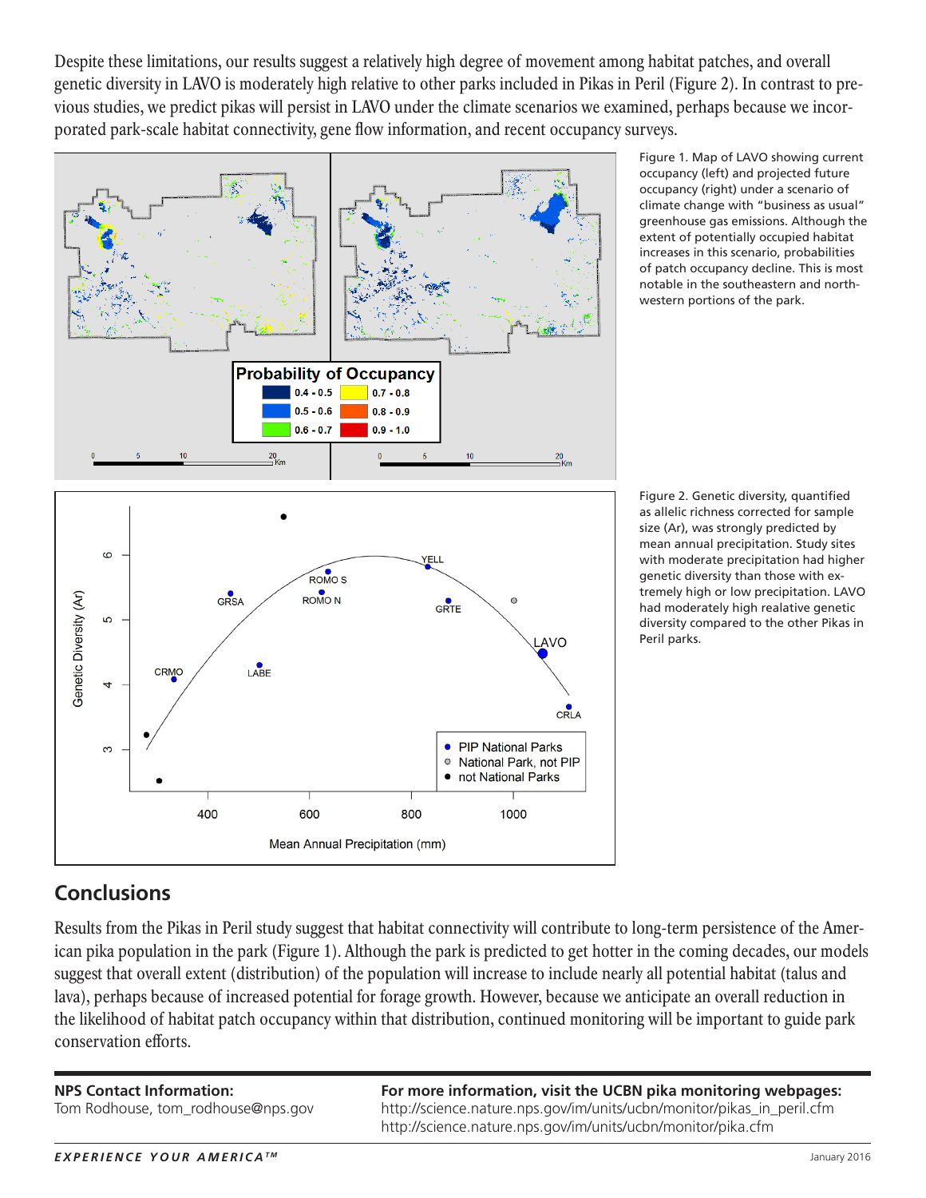Despite these limitations, our results suggest a relatively high degree of movement among habitat patches, and overall genetic diversity in LAVO is moderately high relative to other parks included in Pikas in Peril (Figure 2). In contrast to previous studies, we predict pikas will persist in LAVO under the climate scenarios we examined, perhaps because we incorporated park-scale habitat connectivity, gene flow information, and recent occupancy surveys.

Probability of Occupancy
0.4 - 0.5
0.5 - 0.6
0.6 - 0.7
0.7 - 0.8
0.8 - 0.9
0.9 - 1.0
0 5 10 20 Km

Figure 1. Map of LAVO showing current occupancy (left) and projected future occupancy (right) under a scenario of climate change with "business as usual" greenhouse gas emissions. Although the extent of potentially occupied habitat increases in this scenario, probabilities of patch occupancy decline. This is most notable in the southeastern and northwestern portions of the park.

Genetic Diversity (Ar)
Mean Annual Precipitation (mm)
3 4 5 6
400 600 800 1000
CRMO
GRSA
LABE
ROMO S
ROMO N
YELL
GRTE
LAVO
CRLA
PIP National Parks
National Park, not PIP
not National Parks

Figure 2. Genetic diversity, quantified as allelic richness corrected for sample size (Ar), was strongly predicted by mean annual precipitation. Study sites with moderate precipitation had higher genetic diversity than those with extremely high or low precipitation. LAVO had moderately high realative genetic diversity compared to the other Pikas in Peril parks.

## Conclusions

Results from the Pikas in Peril study suggest that habitat connectivity will contribute to long-term persistence of the American pika population in the park (Figure 1). Although the park is predicted to get hotter in the coming decades, our models suggest that overall extent (distribution) of the population will increase to include nearly all potential habitat (talus and lava), perhaps because of increased potential for forage growth. However, because we anticipate an overall reduction in the likelihood of habitat patch occupancy within that distribution, continued monitoring will be important to guide park conservation efforts.

**NPS Contact Information:**
Tom Rodhouse, tom_rodhouse@nps.gov

**For more information, visit the UCBN pika monitoring webpages:**
http://science.nature.nps.gov/im/units/ucbn/monitor/pikas_in_peril.cfm
http://science.nature.nps.gov/im/units/ucbn/monitor/pika.cfm

*EXPERIENCE YOUR AMERICA™*

January 2016